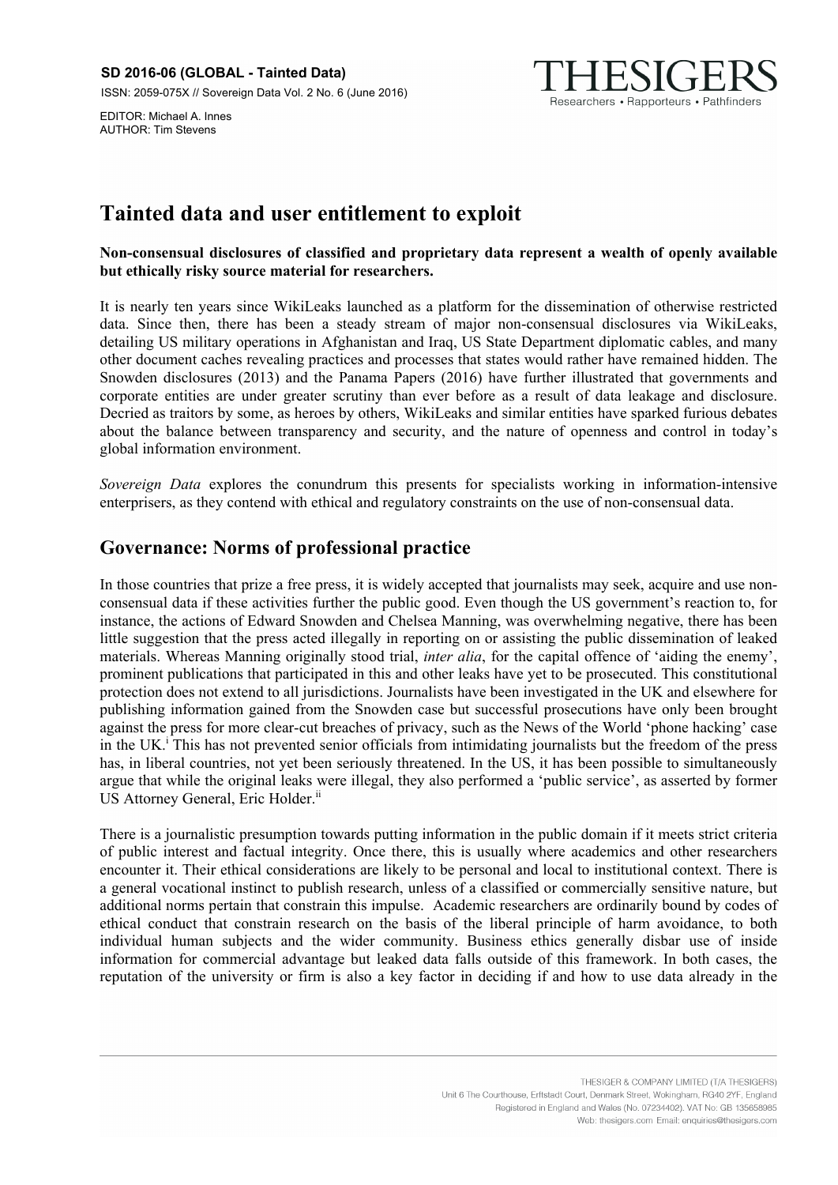**SD 2016-06 (GLOBAL - Tainted Data)**

ISSN: 2059-075X // Sovereign Data Vol. 2 No. 6 (June 2016)

EDITOR: Michael A. Innes
AUTHOR: Tim Stevens

THESIGERS
Researchers • Rapporteurs • Pathfinders

# Tainted data and user entitlement to exploit

**Non-consensual disclosures of classified and proprietary data represent a wealth of openly available but ethically risky source material for researchers.**

It is nearly ten years since WikiLeaks launched as a platform for the dissemination of otherwise restricted data. Since then, there has been a steady stream of major non-consensual disclosures via WikiLeaks, detailing US military operations in Afghanistan and Iraq, US State Department diplomatic cables, and many other document caches revealing practices and processes that states would rather have remained hidden. The Snowden disclosures (2013) and the Panama Papers (2016) have further illustrated that governments and corporate entities are under greater scrutiny than ever before as a result of data leakage and disclosure. Decried as traitors by some, as heroes by others, WikiLeaks and similar entities have sparked furious debates about the balance between transparency and security, and the nature of openness and control in today's global information environment.

*Sovereign Data* explores the conundrum this presents for specialists working in information-intensive enterprisers, as they contend with ethical and regulatory constraints on the use of non-consensual data.

## Governance: Norms of professional practice

In those countries that prize a free press, it is widely accepted that journalists may seek, acquire and use non-consensual data if these activities further the public good. Even though the US government's reaction to, for instance, the actions of Edward Snowden and Chelsea Manning, was overwhelming negative, there has been little suggestion that the press acted illegally in reporting on or assisting the public dissemination of leaked materials. Whereas Manning originally stood trial, *inter alia*, for the capital offence of 'aiding the enemy', prominent publications that participated in this and other leaks have yet to be prosecuted. This constitutional protection does not extend to all jurisdictions. Journalists have been investigated in the UK and elsewhere for publishing information gained from the Snowden case but successful prosecutions have only been brought against the press for more clear-cut breaches of privacy, such as the News of the World 'phone hacking' case in the UK.[i] This has not prevented senior officials from intimidating journalists but the freedom of the press has, in liberal countries, not yet been seriously threatened. In the US, it has been possible to simultaneously argue that while the original leaks were illegal, they also performed a 'public service', as asserted by former US Attorney General, Eric Holder.[ii]

There is a journalistic presumption towards putting information in the public domain if it meets strict criteria of public interest and factual integrity. Once there, this is usually where academics and other researchers encounter it. Their ethical considerations are likely to be personal and local to institutional context. There is a general vocational instinct to publish research, unless of a classified or commercially sensitive nature, but additional norms pertain that constrain this impulse. Academic researchers are ordinarily bound by codes of ethical conduct that constrain research on the basis of the liberal principle of harm avoidance, to both individual human subjects and the wider community. Business ethics generally disbar use of inside information for commercial advantage but leaked data falls outside of this framework. In both cases, the reputation of the university or firm is also a key factor in deciding if and how to use data already in the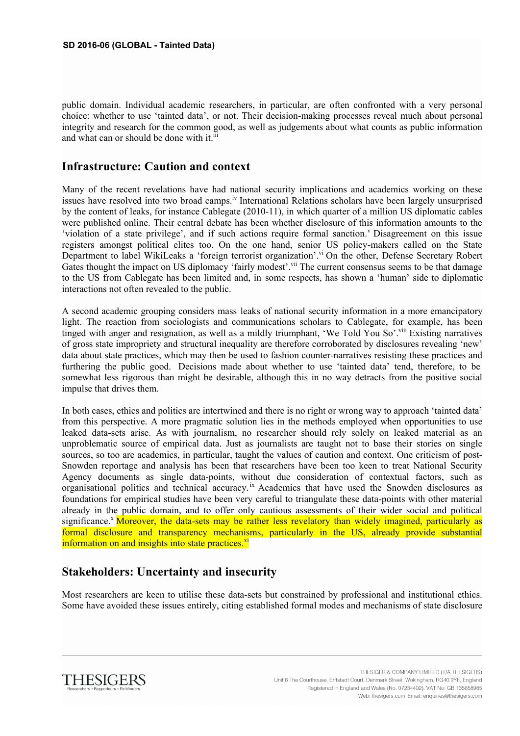public domain. Individual academic researchers, in particular, are often confronted with a very personal choice: whether to use 'tainted data', or not. Their decision-making processes reveal much about personal integrity and research for the common good, as well as judgements about what counts as public information and what can or should be done with it.[iii]

## Infrastructure: Caution and context

Many of the recent revelations have had national security implications and academics working on these issues have resolved into two broad camps.[iv] International Relations scholars have been largely unsurprised by the content of leaks, for instance Cablegate (2010-11), in which quarter of a million US diplomatic cables were published online. Their central debate has been whether disclosure of this information amounts to the 'violation of a state privilege', and if such actions require formal sanction.[v] Disagreement on this issue registers amongst political elites too. On the one hand, senior US policy-makers called on the State Department to label WikiLeaks a 'foreign terrorist organization'.[vi] On the other, Defense Secretary Robert Gates thought the impact on US diplomacy 'fairly modest'.[vii] The current consensus seems to be that damage to the US from Cablegate has been limited and, in some respects, has shown a 'human' side to diplomatic interactions not often revealed to the public.

A second academic grouping considers mass leaks of national security information in a more emancipatory light. The reaction from sociologists and communications scholars to Cablegate, for example, has been tinged with anger and resignation, as well as a mildly triumphant, 'We Told You So'.[viii] Existing narratives of gross state impropriety and structural inequality are therefore corroborated by disclosures revealing 'new' data about state practices, which may then be used to fashion counter-narratives resisting these practices and furthering the public good. Decisions made about whether to use 'tainted data' tend, therefore, to be somewhat less rigorous than might be desirable, although this in no way detracts from the positive social impulse that drives them.

In both cases, ethics and politics are intertwined and there is no right or wrong way to approach 'tainted data' from this perspective. A more pragmatic solution lies in the methods employed when opportunities to use leaked data-sets arise. As with journalism, no researcher should rely solely on leaked material as an unproblematic source of empirical data. Just as journalists are taught not to base their stories on single sources, so too are academics, in particular, taught the values of caution and context. One criticism of post-Snowden reportage and analysis has been that researchers have been too keen to treat National Security Agency documents as single data-points, without due consideration of contextual factors, such as organisational politics and technical accuracy.[ix] Academics that have used the Snowden disclosures as foundations for empirical studies have been very careful to triangulate these data-points with other material already in the public domain, and to offer only cautious assessments of their wider social and political significance.[x] Moreover, the data-sets may be rather less revelatory than widely imagined, particularly as formal disclosure and transparency mechanisms, particularly in the US, already provide substantial information on and insights into state practices.[xi]

## Stakeholders: Uncertainty and insecurity

Most researchers are keen to utilise these data-sets but constrained by professional and institutional ethics. Some have avoided these issues entirely, citing established formal modes and mechanisms of state disclosure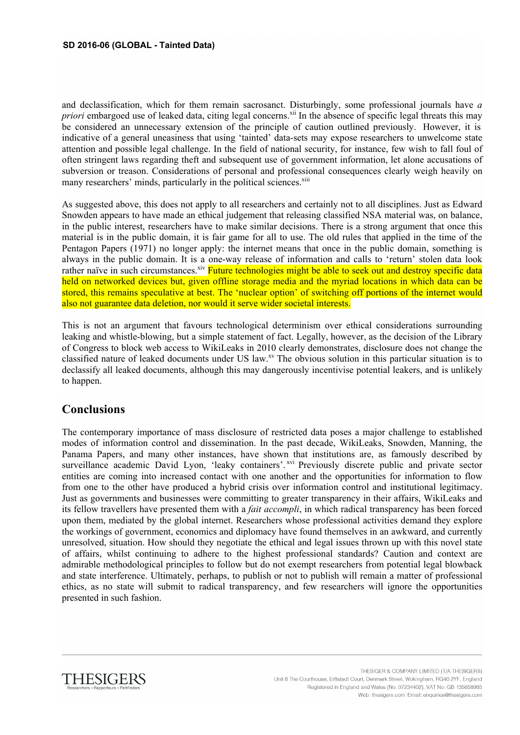and declassification, which for them remain sacrosanct. Disturbingly, some professional journals have *a priori* embargoed use of leaked data, citing legal concerns.[xii] In the absence of specific legal threats this may be considered an unnecessary extension of the principle of caution outlined previously. However, it is indicative of a general uneasiness that using 'tainted' data-sets may expose researchers to unwelcome state attention and possible legal challenge. In the field of national security, for instance, few wish to fall foul of often stringent laws regarding theft and subsequent use of government information, let alone accusations of subversion or treason. Considerations of personal and professional consequences clearly weigh heavily on many researchers' minds, particularly in the political sciences.[xiii]

As suggested above, this does not apply to all researchers and certainly not to all disciplines. Just as Edward Snowden appears to have made an ethical judgement that releasing classified NSA material was, on balance, in the public interest, researchers have to make similar decisions. There is a strong argument that once this material is in the public domain, it is fair game for all to use. The old rules that applied in the time of the Pentagon Papers (1971) no longer apply: the internet means that once in the public domain, something is always in the public domain. It is a one-way release of information and calls to 'return' stolen data look rather naïve in such circumstances.[xiv] Future technologies might be able to seek out and destroy specific data held on networked devices but, given offline storage media and the myriad locations in which data can be stored, this remains speculative at best. The 'nuclear option' of switching off portions of the internet would also not guarantee data deletion, nor would it serve wider societal interests.

This is not an argument that favours technological determinism over ethical considerations surrounding leaking and whistle-blowing, but a simple statement of fact. Legally, however, as the decision of the Library of Congress to block web access to WikiLeaks in 2010 clearly demonstrates, disclosure does not change the classified nature of leaked documents under US law.[xv] The obvious solution in this particular situation is to declassify all leaked documents, although this may dangerously incentivise potential leakers, and is unlikely to happen.

## Conclusions

The contemporary importance of mass disclosure of restricted data poses a major challenge to established modes of information control and dissemination. In the past decade, WikiLeaks, Snowden, Manning, the Panama Papers, and many other instances, have shown that institutions are, as famously described by surveillance academic David Lyon, 'leaky containers'.[xvi] Previously discrete public and private sector entities are coming into increased contact with one another and the opportunities for information to flow from one to the other have produced a hybrid crisis over information control and institutional legitimacy. Just as governments and businesses were committing to greater transparency in their affairs, WikiLeaks and its fellow travellers have presented them with a *fait accompli*, in which radical transparency has been forced upon them, mediated by the global internet. Researchers whose professional activities demand they explore the workings of government, economics and diplomacy have found themselves in an awkward, and currently unresolved, situation. How should they negotiate the ethical and legal issues thrown up with this novel state of affairs, whilst continuing to adhere to the highest professional standards? Caution and context are admirable methodological principles to follow but do not exempt researchers from potential legal blowback and state interference. Ultimately, perhaps, to publish or not to publish will remain a matter of professional ethics, as no state will submit to radical transparency, and few researchers will ignore the opportunities presented in such fashion.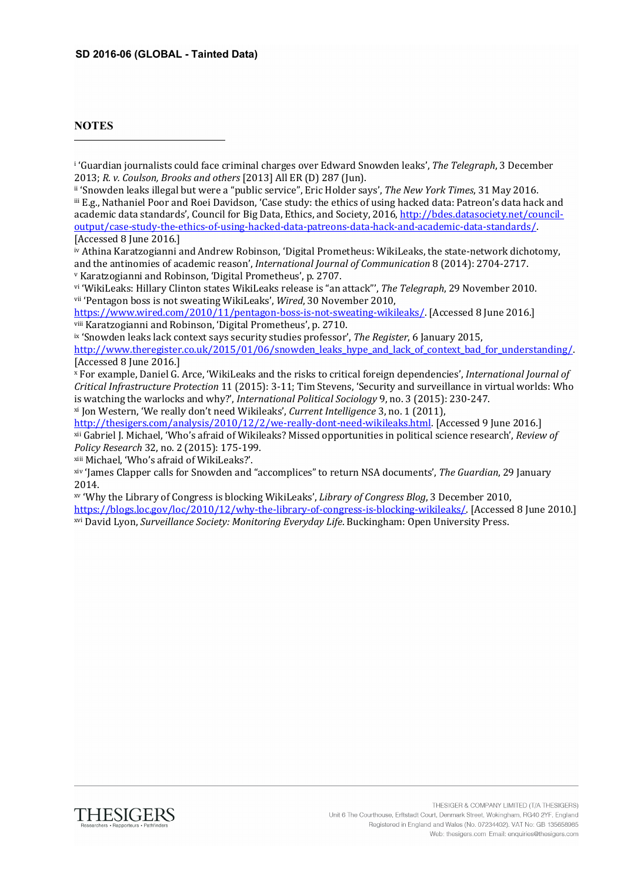## NOTES

[i] 'Guardian journalists could face criminal charges over Edward Snowden leaks', *The Telegraph*, 3 December 2013; *R. v. Coulson, Brooks and others* [2013] All ER (D) 287 (Jun).

[ii] 'Snowden leaks illegal but were a "public service", Eric Holder says', *The New York Times*, 31 May 2016.

[iii] E.g., Nathaniel Poor and Roei Davidson, 'Case study: the ethics of using hacked data: Patreon's data hack and academic data standards', Council for Big Data, Ethics, and Society, 2016, http://bdes.datasociety.net/council-output/case-study-the-ethics-of-using-hacked-data-patreons-data-hack-and-academic-data-standards/. [Accessed 8 June 2016.]

[iv] Athina Karatzogianni and Andrew Robinson, 'Digital Prometheus: WikiLeaks, the state-network dichotomy, and the antinomies of academic reason', *International Journal of Communication* 8 (2014): 2704-2717.

[v] Karatzogianni and Robinson, 'Digital Prometheus', p. 2707.

[vi] 'WikiLeaks: Hillary Clinton states WikiLeaks release is "an attack"', *The Telegraph*, 29 November 2010.

[vii] 'Pentagon boss is not sweating WikiLeaks', *Wired*, 30 November 2010, https://www.wired.com/2010/11/pentagon-boss-is-not-sweating-wikileaks/. [Accessed 8 June 2016.]

[viii] Karatzogianni and Robinson, 'Digital Prometheus', p. 2710.

[ix] 'Snowden leaks lack context says security studies professor', *The Register*, 6 January 2015, http://www.theregister.co.uk/2015/01/06/snowden_leaks_hype_and_lack_of_context_bad_for_understanding/. [Accessed 8 June 2016.]

[x] For example, Daniel G. Arce, 'WikiLeaks and the risks to critical foreign dependencies', *International Journal of Critical Infrastructure Protection* 11 (2015): 3-11; Tim Stevens, 'Security and surveillance in virtual worlds: Who is watching the warlocks and why?', *International Political Sociology* 9, no. 3 (2015): 230-247.

[xi] Jon Western, 'We really don't need Wikileaks', *Current Intelligence* 3, no. 1 (2011), http://thesigers.com/analysis/2010/12/2/we-really-dont-need-wikileaks.html. [Accessed 9 June 2016.]

[xii] Gabriel J. Michael, 'Who's afraid of Wikileaks? Missed opportunities in political science research', *Review of Policy Research* 32, no. 2 (2015): 175-199.

[xiii] Michael, 'Who's afraid of WikiLeaks?'.

[xiv] 'James Clapper calls for Snowden and "accomplices" to return NSA documents', *The Guardian*, 29 January 2014.

[xv] 'Why the Library of Congress is blocking WikiLeaks', *Library of Congress Blog*, 3 December 2010, https://blogs.loc.gov/loc/2010/12/why-the-library-of-congress-is-blocking-wikileaks/. [Accessed 8 June 2010.]

[xvi] David Lyon, *Surveillance Society: Monitoring Everyday Life*. Buckingham: Open University Press.